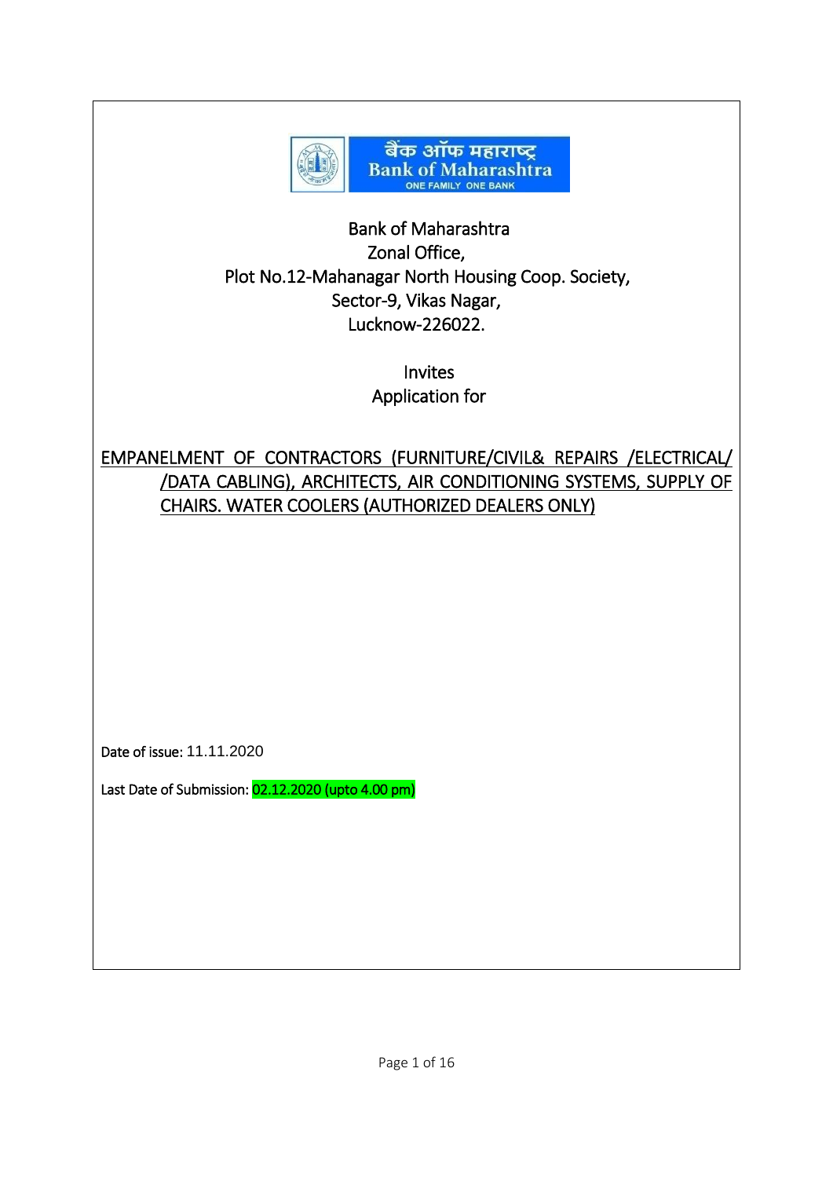बैंक ऑफ महाराष्ट्र
Bank of Maharashtra
ONE FAMILY ONE BANK

Bank of Maharashtra
Zonal Office,
Plot No.12-Mahanagar North Housing Coop. Society,
Sector-9, Vikas Nagar,
Lucknow-226022.

Invites
Application for

## EMPANELMENT OF CONTRACTORS (FURNITURE/CIVIL& REPAIRS /ELECTRICAL/ /DATA CABLING), ARCHITECTS, AIR CONDITIONING SYSTEMS, SUPPLY OF CHAIRS. WATER COOLERS (AUTHORIZED DEALERS ONLY)

Date of issue: 11.11.2020

Last Date of Submission: 02.12.2020 (upto 4.00 pm)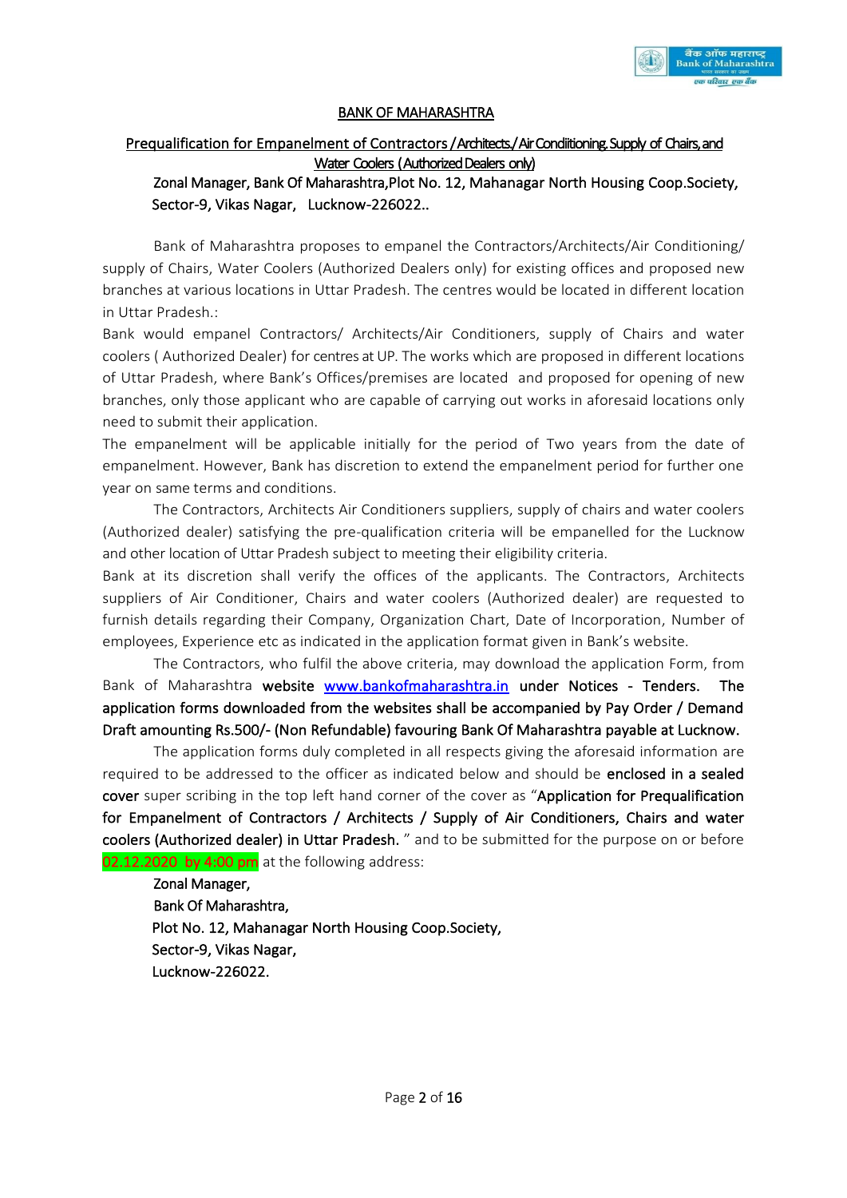## BANK OF MAHARASHTRA

**Prequalification for Empanelment of Contractors / Architects./ Air Conditiioning. Supply of Chairs, and Water Coolers (Authorized Dealers only)**

**Zonal Manager, Bank Of Maharashtra,Plot No. 12, Mahanagar North Housing Coop.Society, Sector-9, Vikas Nagar, Lucknow-226022..**

Bank of Maharashtra proposes to empanel the Contractors/Architects/Air Conditioning/ supply of Chairs, Water Coolers (Authorized Dealers only) for existing offices and proposed new branches at various locations in Uttar Pradesh. The centres would be located in different location in Uttar Pradesh.:

Bank would empanel Contractors/ Architects/Air Conditioners, supply of Chairs and water coolers ( Authorized Dealer) for centres at UP. The works which are proposed in different locations of Uttar Pradesh, where Bank's Offices/premises are located and proposed for opening of new branches, only those applicant who are capable of carrying out works in aforesaid locations only need to submit their application.

The empanelment will be applicable initially for the period of Two years from the date of empanelment. However, Bank has discretion to extend the empanelment period for further one year on same terms and conditions.

The Contractors, Architects Air Conditioners suppliers, supply of chairs and water coolers (Authorized dealer) satisfying the pre-qualification criteria will be empanelled for the Lucknow and other location of Uttar Pradesh subject to meeting their eligibility criteria.

Bank at its discretion shall verify the offices of the applicants. The Contractors, Architects suppliers of Air Conditioner, Chairs and water coolers (Authorized dealer) are requested to furnish details regarding their Company, Organization Chart, Date of Incorporation, Number of employees, Experience etc as indicated in the application format given in Bank's website.

The Contractors, who fulfil the above criteria, may download the application Form, from Bank of Maharashtra **website** [www.bankofmaharashtra.in](http://www.bankofmaharashtra.in) **under Notices - Tenders. The application forms downloaded from the websites shall be accompanied by Pay Order / Demand Draft amounting Rs.500/- (Non Refundable) favouring Bank Of Maharashtra payable at Lucknow.**

The application forms duly completed in all respects giving the aforesaid information are required to be addressed to the officer as indicated below and should be **enclosed in a sealed cover** super scribing in the top left hand corner of the cover as "**Application for Prequalification for Empanelment of Contractors / Architects / Supply of Air Conditioners, Chairs and water coolers (Authorized dealer) in Uttar Pradesh.** " and to be submitted for the purpose on or before 02.12.2020 by 4:00 pm at the following address:

**Zonal Manager,**
**Bank Of Maharashtra,**
**Plot No. 12, Mahanagar North Housing Coop.Society,**
**Sector-9, Vikas Nagar,**
**Lucknow-226022.**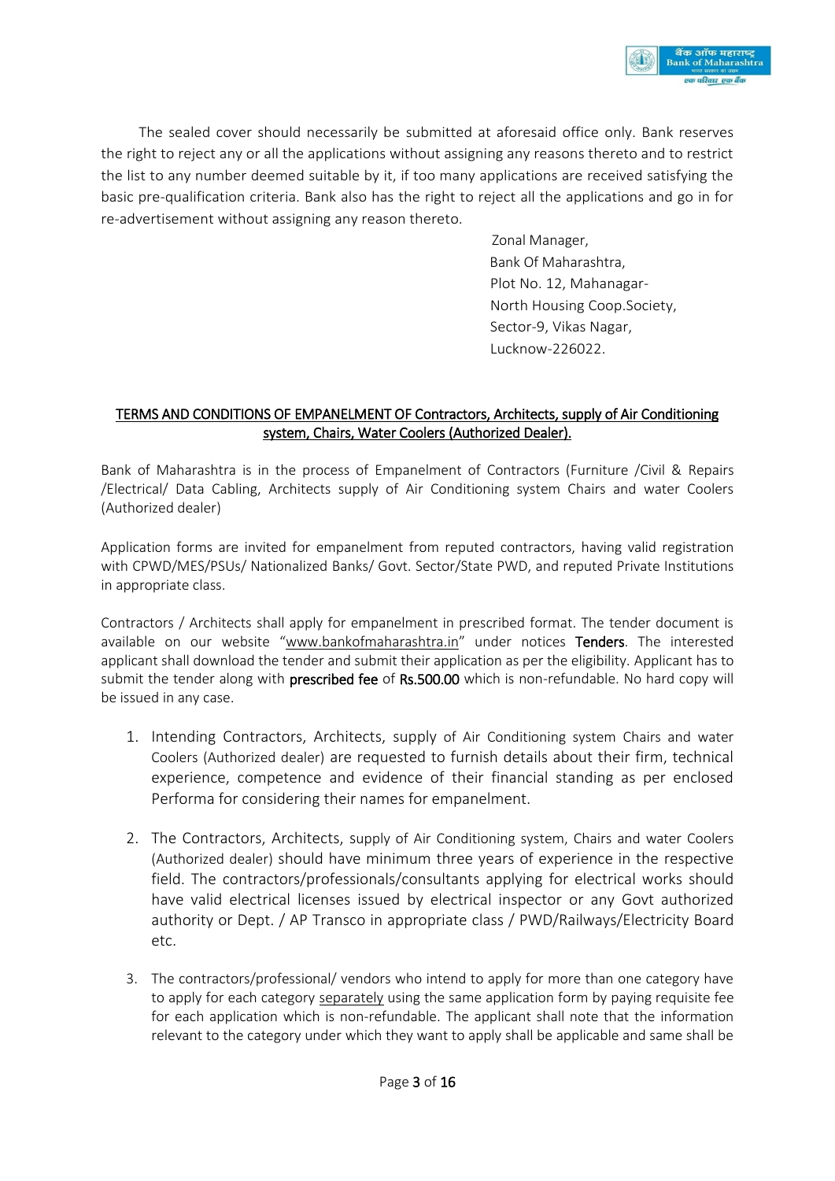The sealed cover should necessarily be submitted at aforesaid office only. Bank reserves the right to reject any or all the applications without assigning any reasons thereto and to restrict the list to any number deemed suitable by it, if too many applications are received satisfying the basic pre-qualification criteria. Bank also has the right to reject all the applications and go in for re-advertisement without assigning any reason thereto.

Zonal Manager,
Bank Of Maharashtra,
Plot No. 12, Mahanagar-
North Housing Coop.Society,
Sector-9, Vikas Nagar,
Lucknow-226022.

## TERMS AND CONDITIONS OF EMPANELMENT OF Contractors, Architects, supply of Air Conditioning system, Chairs, Water Coolers (Authorized Dealer).

Bank of Maharashtra is in the process of Empanelment of Contractors (Furniture /Civil & Repairs /Electrical/ Data Cabling, Architects supply of Air Conditioning system Chairs and water Coolers (Authorized dealer)

Application forms are invited for empanelment from reputed contractors, having valid registration with CPWD/MES/PSUs/ Nationalized Banks/ Govt. Sector/State PWD, and reputed Private Institutions in appropriate class.

Contractors / Architects shall apply for empanelment in prescribed format. The tender document is available on our website "www.bankofmaharashtra.in" under notices **Tenders**. The interested applicant shall download the tender and submit their application as per the eligibility. Applicant has to submit the tender along with **prescribed fee** of **Rs.500.00** which is non-refundable. No hard copy will be issued in any case.

1. Intending Contractors, Architects, supply of Air Conditioning system Chairs and water Coolers (Authorized dealer) are requested to furnish details about their firm, technical experience, competence and evidence of their financial standing as per enclosed Performa for considering their names for empanelment.

2. The Contractors, Architects, supply of Air Conditioning system, Chairs and water Coolers (Authorized dealer) should have minimum three years of experience in the respective field. The contractors/professionals/consultants applying for electrical works should have valid electrical licenses issued by electrical inspector or any Govt authorized authority or Dept. / AP Transco in appropriate class / PWD/Railways/Electricity Board etc.

3. The contractors/professional/ vendors who intend to apply for more than one category have to apply for each category separately using the same application form by paying requisite fee for each application which is non-refundable. The applicant shall note that the information relevant to the category under which they want to apply shall be applicable and same shall be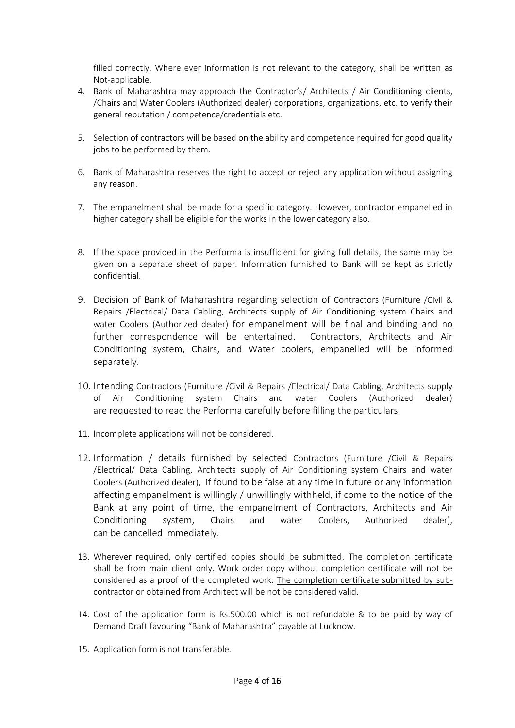filled correctly. Where ever information is not relevant to the category, shall be written as Not-applicable.

4. Bank of Maharashtra may approach the Contractor's/ Architects / Air Conditioning clients, /Chairs and Water Coolers (Authorized dealer) corporations, organizations, etc. to verify their general reputation / competence/credentials etc.

5. Selection of contractors will be based on the ability and competence required for good quality jobs to be performed by them.

6. Bank of Maharashtra reserves the right to accept or reject any application without assigning any reason.

7. The empanelment shall be made for a specific category. However, contractor empanelled in higher category shall be eligible for the works in the lower category also.

8. If the space provided in the Performa is insufficient for giving full details, the same may be given on a separate sheet of paper. Information furnished to Bank will be kept as strictly confidential.

9. Decision of Bank of Maharashtra regarding selection of Contractors (Furniture /Civil & Repairs /Electrical/ Data Cabling, Architects supply of Air Conditioning system Chairs and water Coolers (Authorized dealer) for empanelment will be final and binding and no further correspondence will be entertained. Contractors, Architects and Air Conditioning system, Chairs, and Water coolers, empanelled will be informed separately.

10. Intending Contractors (Furniture /Civil & Repairs /Electrical/ Data Cabling, Architects supply of Air Conditioning system Chairs and water Coolers (Authorized dealer) are requested to read the Performa carefully before filling the particulars.

11. Incomplete applications will not be considered.

12. Information / details furnished by selected Contractors (Furniture /Civil & Repairs /Electrical/ Data Cabling, Architects supply of Air Conditioning system Chairs and water Coolers (Authorized dealer), if found to be false at any time in future or any information affecting empanelment is willingly / unwillingly withheld, if come to the notice of the Bank at any point of time, the empanelment of Contractors, Architects and Air Conditioning system, Chairs and water Coolers, Authorized dealer), can be cancelled immediately.

13. Wherever required, only certified copies should be submitted. The completion certificate shall be from main client only. Work order copy without completion certificate will not be considered as a proof of the completed work. <u>The completion certificate submitted by sub-contractor or obtained from Architect will be not be considered valid.</u>

14. Cost of the application form is Rs.500.00 which is not refundable & to be paid by way of Demand Draft favouring "Bank of Maharashtra" payable at Lucknow.

15. Application form is not transferable.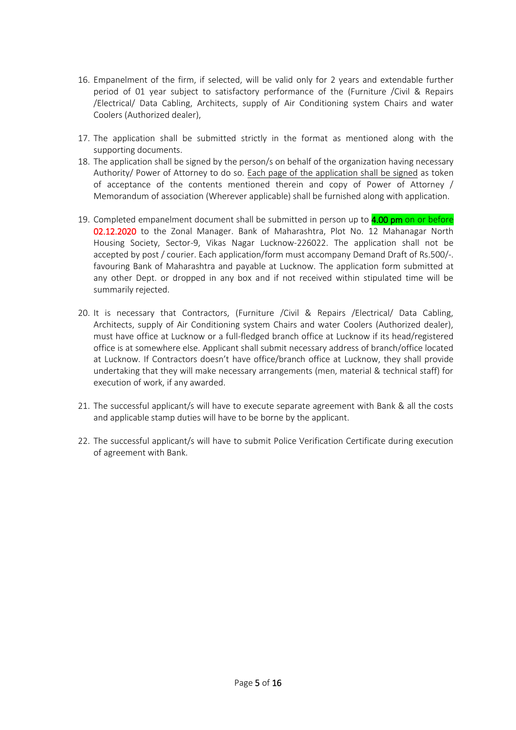16. Empanelment of the firm, if selected, will be valid only for 2 years and extendable further period of 01 year subject to satisfactory performance of the (Furniture /Civil & Repairs /Electrical/ Data Cabling, Architects, supply of Air Conditioning system Chairs and water Coolers (Authorized dealer),

17. The application shall be submitted strictly in the format as mentioned along with the supporting documents.
18. The application shall be signed by the person/s on behalf of the organization having necessary Authority/ Power of Attorney to do so. Each page of the application shall be signed as token of acceptance of the contents mentioned therein and copy of Power of Attorney / Memorandum of association (Wherever applicable) shall be furnished along with application.

19. Completed empanelment document shall be submitted in person up to **4.00 pm** on or before 02.12.2020 to the Zonal Manager. Bank of Maharashtra, Plot No. 12 Mahanagar North Housing Society, Sector-9, Vikas Nagar Lucknow-226022. The application shall not be accepted by post / courier. Each application/form must accompany Demand Draft of Rs.500/-. favouring Bank of Maharashtra and payable at Lucknow. The application form submitted at any other Dept. or dropped in any box and if not received within stipulated time will be summarily rejected.

20. It is necessary that Contractors, (Furniture /Civil & Repairs /Electrical/ Data Cabling, Architects, supply of Air Conditioning system Chairs and water Coolers (Authorized dealer), must have office at Lucknow or a full-fledged branch office at Lucknow if its head/registered office is at somewhere else. Applicant shall submit necessary address of branch/office located at Lucknow. If Contractors doesn't have office/branch office at Lucknow, they shall provide undertaking that they will make necessary arrangements (men, material & technical staff) for execution of work, if any awarded.

21. The successful applicant/s will have to execute separate agreement with Bank & all the costs and applicable stamp duties will have to be borne by the applicant.

22. The successful applicant/s will have to submit Police Verification Certificate during execution of agreement with Bank.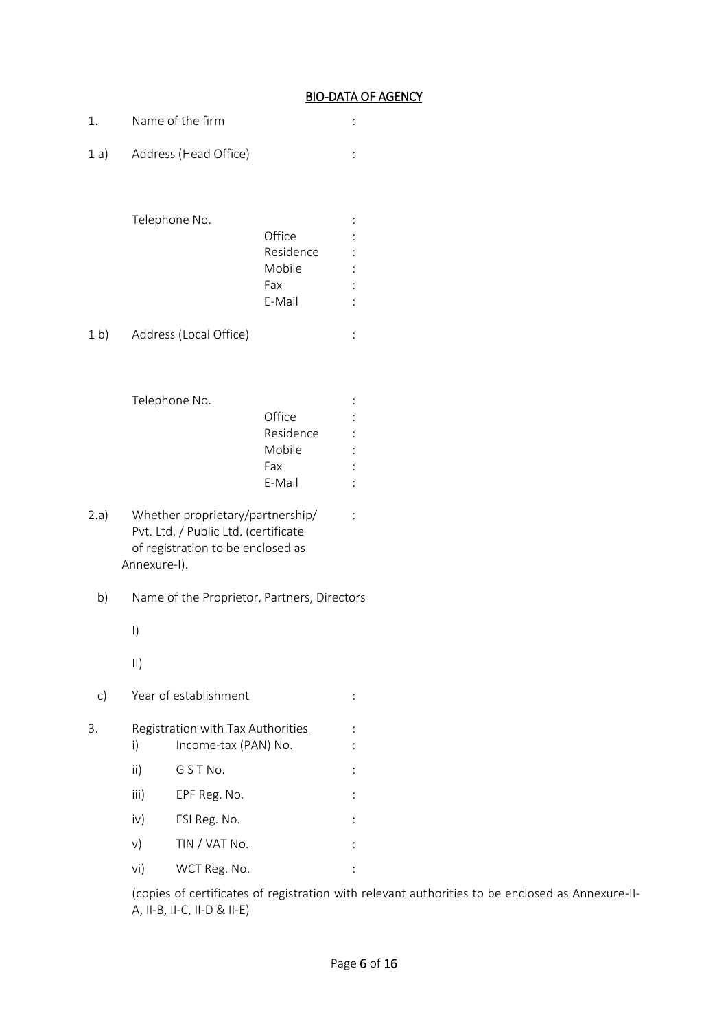## BIO-DATA OF AGENCY

1. Name of the firm :

1 a) Address (Head Office) :

Telephone No. :

- Office :
- Residence :
- Mobile :
- Fax :
- E-Mail :

1 b) Address (Local Office) :

Telephone No. :

- Office :
- Residence :
- Mobile :
- Fax :
- E-Mail :

2.a) Whether proprietary/partnership/ Pvt. Ltd. / Public Ltd. (certificate of registration to be enclosed as Annexure-I). :

b) Name of the Proprietor, Partners, Directors

I)

II)

c) Year of establishment :

3. Registration with Tax Authorities :

- i) Income-tax (PAN) No. :
- ii) G S T No. :
- iii) EPF Reg. No. :
- iv) ESI Reg. No. :
- v) TIN / VAT No. :
- vi) WCT Reg. No. :

(copies of certificates of registration with relevant authorities to be enclosed as Annexure-II-A, II-B, II-C, II-D & II-E)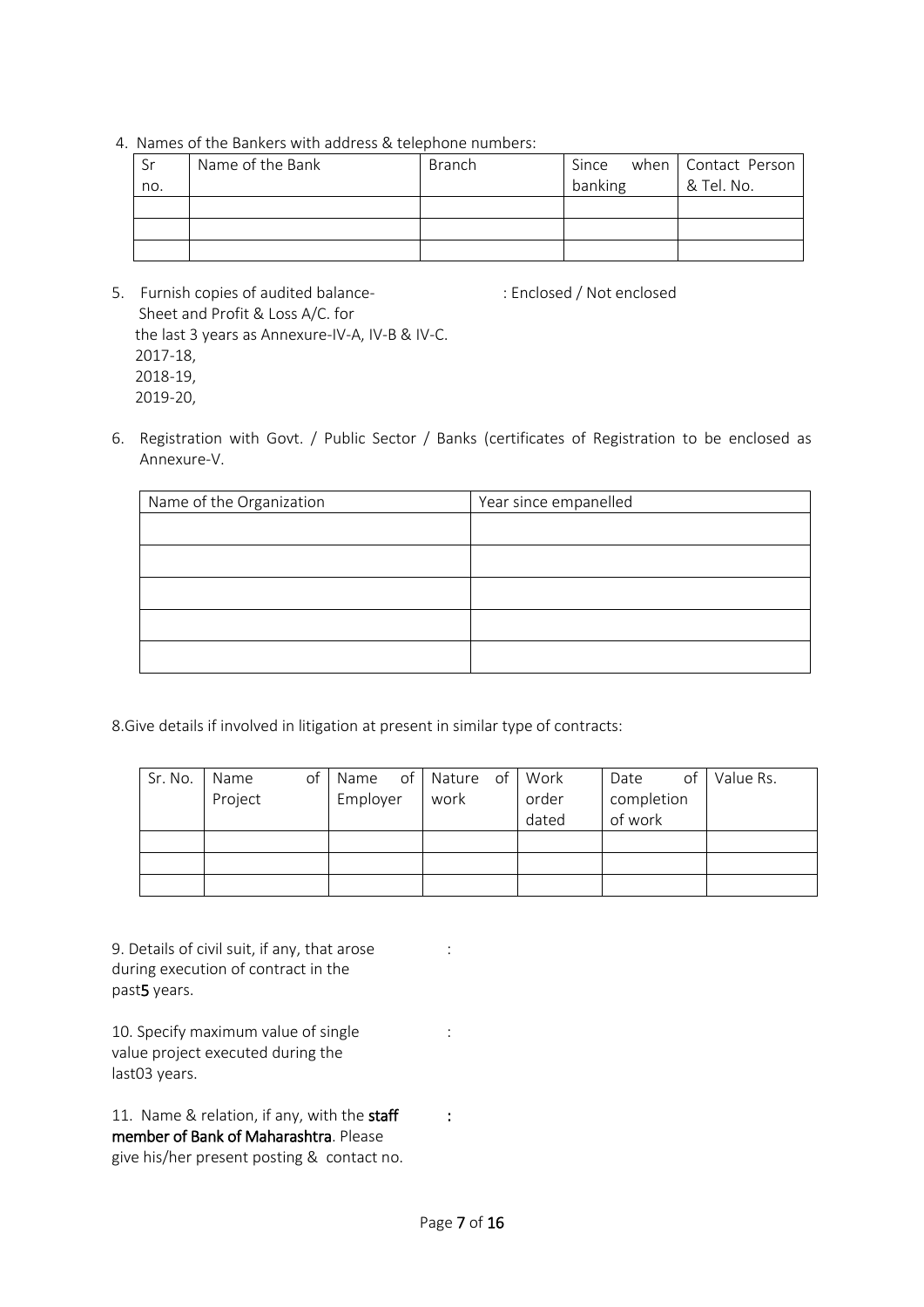4. Names of the Bankers with address & telephone numbers:

| Sr no. | Name of the Bank | Branch | Since when banking | Contact Person & Tel. No. |
|---|---|---|---|---|
| | | | | |
| | | | | |
| | | | | |

5. Furnish copies of audited balance-Sheet and Profit & Loss A/C. for the last 3 years as Annexure-IV-A, IV-B & IV-C. : Enclosed / Not enclosed
   2017-18,
   2018-19,
   2019-20,

6. Registration with Govt. / Public Sector / Banks (certificates of Registration to be enclosed as Annexure-V.

| Name of the Organization | Year since empanelled |
|---|---|
| | |
| | |
| | |
| | |
| | |

8.Give details if involved in litigation at present in similar type of contracts:

| Sr. No. | Name of Project | Name of Employer | Nature of work | Work order dated | Date of completion of work | Value Rs. |
|---|---|---|---|---|---|---|
| | | | | | | |
| | | | | | | |
| | | | | | | |

9. Details of civil suit, if any, that arose during execution of contract in the past**5** years. :

10. Specify maximum value of single value project executed during the last03 years. :

11. Name & relation, if any, with the **staff member of Bank of Maharashtra**. Please give his/her present posting & contact no. **:**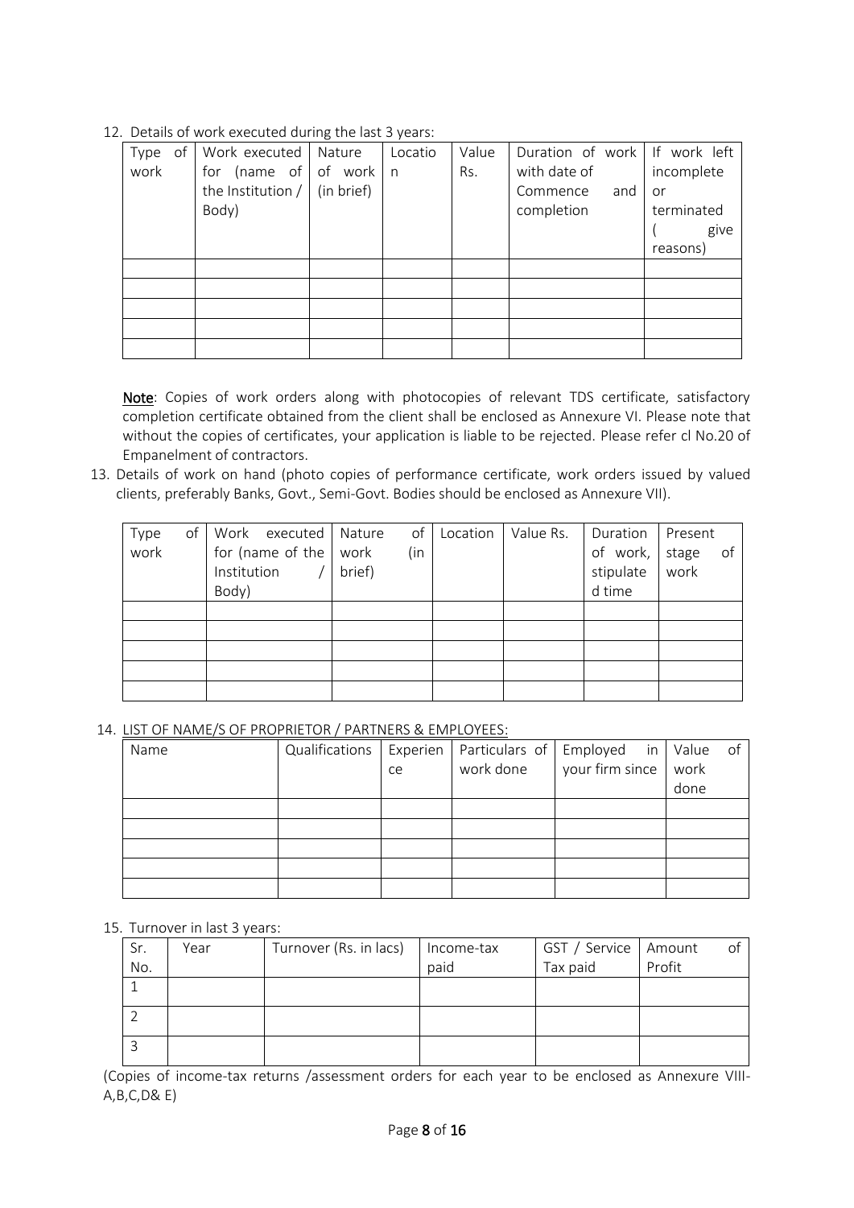12. Details of work executed during the last 3 years:

| Type of work | Work executed for (name of the Institution / Body) | Nature of work (in brief) | Location | Value Rs. | Duration of work with date of Commence and completion | If work left incomplete or terminated ( give reasons) |
|---|---|---|---|---|---|---|
| | | | | | | |
| | | | | | | |
| | | | | | | |
| | | | | | | |
| | | | | | | |

**Note**: Copies of work orders along with photocopies of relevant TDS certificate, satisfactory completion certificate obtained from the client shall be enclosed as Annexure VI. Please note that without the copies of certificates, your application is liable to be rejected. Please refer cl No.20 of Empanelment of contractors.

13. Details of work on hand (photo copies of performance certificate, work orders issued by valued clients, preferably Banks, Govt., Semi-Govt. Bodies should be enclosed as Annexure VII).

| Type of work | Work executed for (name of the Institution / Body) | Nature of work (in brief) | Location | Value Rs. | Duration of work, stipulated time | Present stage of work |
|---|---|---|---|---|---|---|
| | | | | | | |
| | | | | | | |
| | | | | | | |
| | | | | | | |
| | | | | | | |

14. LIST OF NAME/S OF PROPRIETOR / PARTNERS & EMPLOYEES:

| Name | Qualifications | Experience | Particulars of work done | Employed in your firm since | Value of work done |
|---|---|---|---|---|---|
| | | | | | |
| | | | | | |
| | | | | | |
| | | | | | |
| | | | | | |

15. Turnover in last 3 years:

| Sr. No. | Year | Turnover (Rs. in lacs) | Income-tax paid | GST / Service Tax paid | Amount of Profit |
|---|---|---|---|---|---|
| 1 | | | | | |
| 2 | | | | | |
| 3 | | | | | |

(Copies of income-tax returns /assessment orders for each year to be enclosed as Annexure VIII-A,B,C,D& E)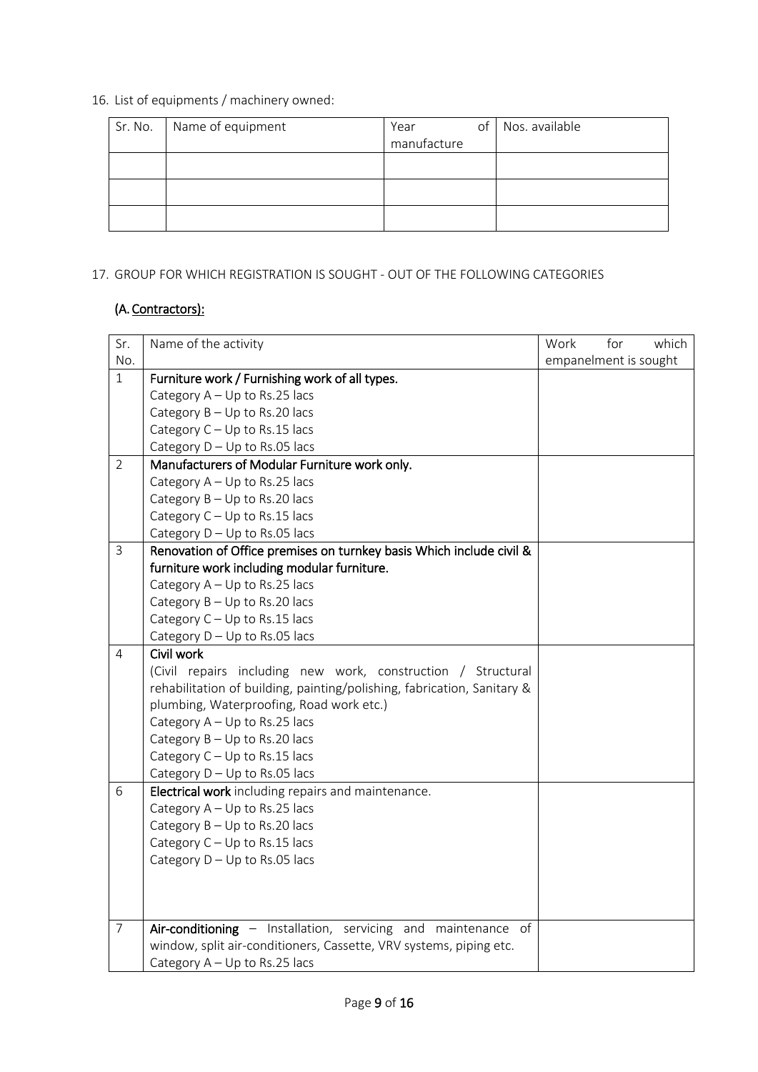16. List of equipments / machinery owned:

| Sr. No. | Name of equipment | Year of manufacture | Nos. available |
|---|---|---|---|
| | | | |
| | | | |
| | | | |

17. GROUP FOR WHICH REGISTRATION IS SOUGHT - OUT OF THE FOLLOWING CATEGORIES

**(A. Contractors):**

| Sr. No. | Name of the activity | Work for which empanelment is sought |
|---|---|---|
| 1 | **Furniture work / Furnishing work of all types.**<br>Category A – Up to Rs.25 lacs<br>Category B – Up to Rs.20 lacs<br>Category C – Up to Rs.15 lacs<br>Category D – Up to Rs.05 lacs | |
| 2 | **Manufacturers of Modular Furniture work only.**<br>Category A – Up to Rs.25 lacs<br>Category B – Up to Rs.20 lacs<br>Category C – Up to Rs.15 lacs<br>Category D – Up to Rs.05 lacs | |
| 3 | **Renovation of Office premises on turnkey basis Which include civil & furniture work including modular furniture.**<br>Category A – Up to Rs.25 lacs<br>Category B – Up to Rs.20 lacs<br>Category C – Up to Rs.15 lacs<br>Category D – Up to Rs.05 lacs | |
| 4 | **Civil work**<br>(Civil repairs including new work, construction / Structural rehabilitation of building, painting/polishing, fabrication, Sanitary & plumbing, Waterproofing, Road work etc.)<br>Category A – Up to Rs.25 lacs<br>Category B – Up to Rs.20 lacs<br>Category C – Up to Rs.15 lacs<br>Category D – Up to Rs.05 lacs | |
| 6 | **Electrical work** including repairs and maintenance.<br>Category A – Up to Rs.25 lacs<br>Category B – Up to Rs.20 lacs<br>Category C – Up to Rs.15 lacs<br>Category D – Up to Rs.05 lacs | |
| 7 | **Air-conditioning** – Installation, servicing and maintenance of window, split air-conditioners, Cassette, VRV systems, piping etc.<br>Category A – Up to Rs.25 lacs | |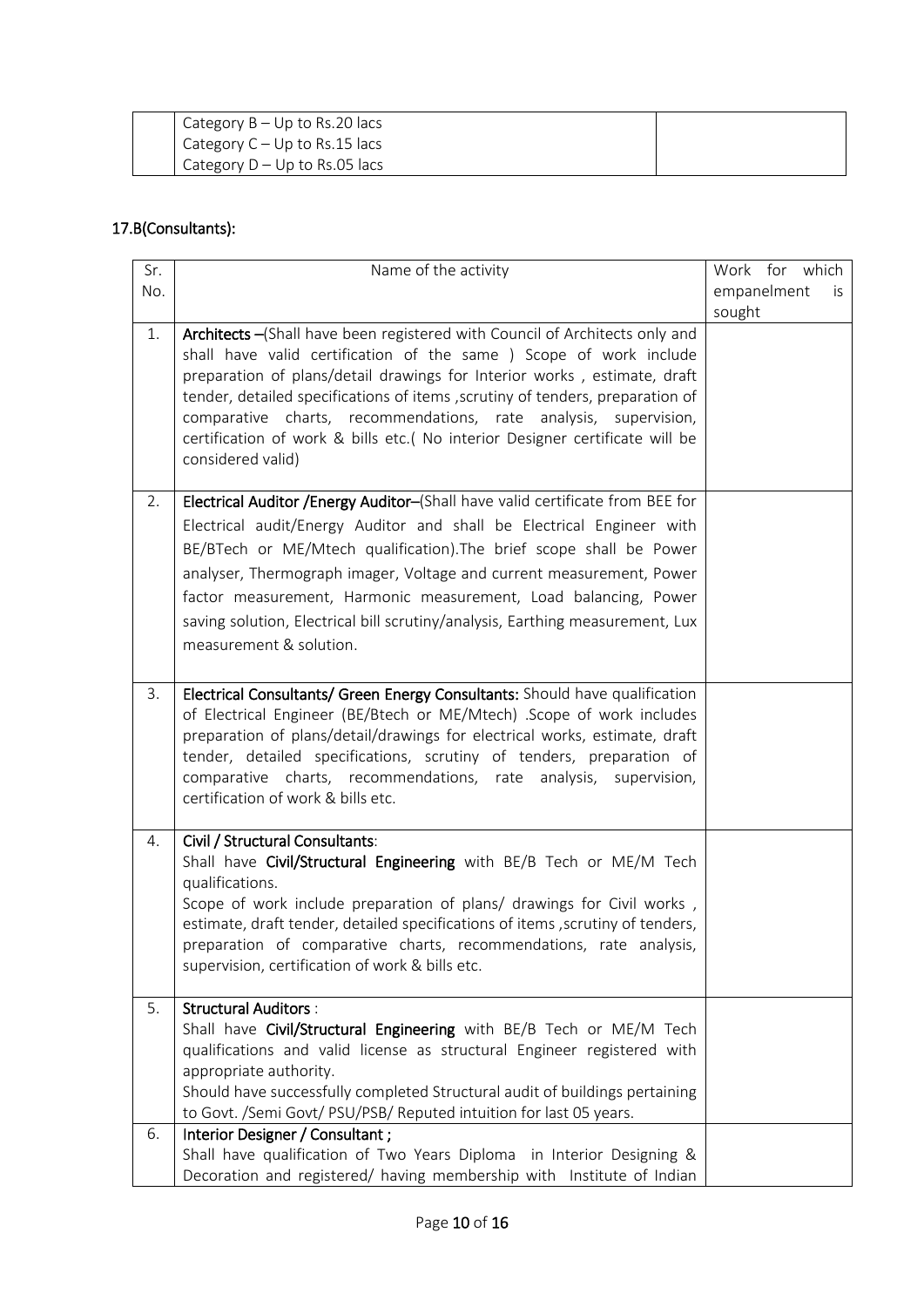| | | |
|---|---|---|
| | Category B – Up to Rs.20 lacs<br>Category C – Up to Rs.15 lacs<br>Category D – Up to Rs.05 lacs | |

## 17.B(Consultants):

| Sr. No. | Name of the activity | Work for which empanelment is sought |
|---|---|---|
| 1. | **Architects** –(Shall have been registered with Council of Architects only and shall have valid certification of the same ) Scope of work include preparation of plans/detail drawings for Interior works , estimate, draft tender, detailed specifications of items ,scrutiny of tenders, preparation of comparative charts, recommendations, rate analysis, supervision, certification of work & bills etc.( No interior Designer certificate will be considered valid) | |
| 2. | **Electrical Auditor /Energy Auditor**–(Shall have valid certificate from BEE for Electrical audit/Energy Auditor and shall be Electrical Engineer with BE/BTech or ME/Mtech qualification).The brief scope shall be Power analyser, Thermograph imager, Voltage and current measurement, Power factor measurement, Harmonic measurement, Load balancing, Power saving solution, Electrical bill scrutiny/analysis, Earthing measurement, Lux measurement & solution. | |
| 3. | **Electrical Consultants/ Green Energy Consultants:** Should have qualification of Electrical Engineer (BE/Btech or ME/Mtech) .Scope of work includes preparation of plans/detail/drawings for electrical works, estimate, draft tender, detailed specifications, scrutiny of tenders, preparation of comparative charts, recommendations, rate analysis, supervision, certification of work & bills etc. | |
| 4. | **Civil / Structural Consultants**:<br>Shall have **Civil/Structural Engineering** with BE/B Tech or ME/M Tech qualifications.<br>Scope of work include preparation of plans/ drawings for Civil works , estimate, draft tender, detailed specifications of items ,scrutiny of tenders, preparation of comparative charts, recommendations, rate analysis, supervision, certification of work & bills etc. | |
| 5. | **Structural Auditors** :<br>Shall have **Civil/Structural Engineering** with BE/B Tech or ME/M Tech qualifications and valid license as structural Engineer registered with appropriate authority.<br>Should have successfully completed Structural audit of buildings pertaining to Govt. /Semi Govt/ PSU/PSB/ Reputed intuition for last 05 years. | |
| 6. | **Interior Designer / Consultant ;**<br>Shall have qualification of Two Years Diploma in Interior Designing & Decoration and registered/ having membership with Institute of Indian | |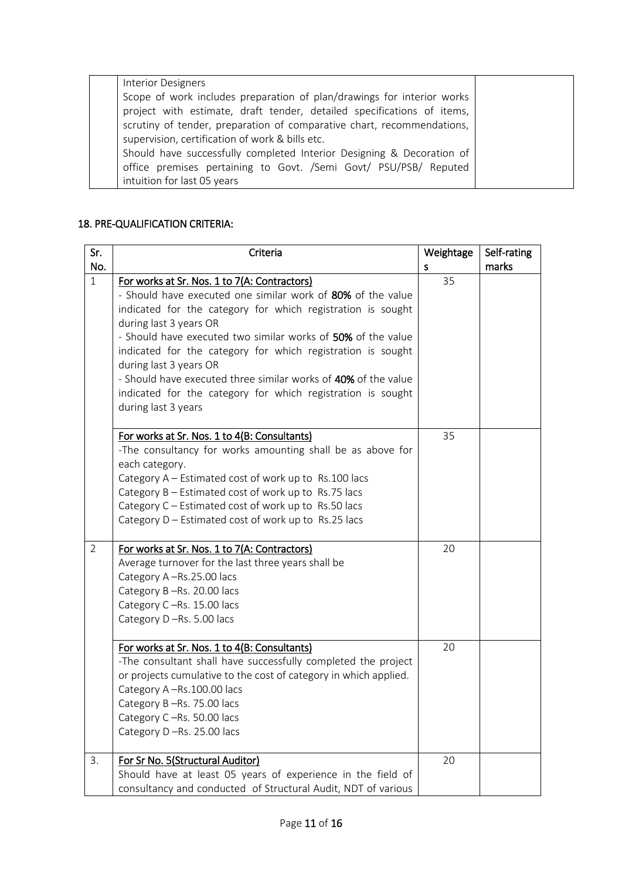| | Interior Designers<br>Scope of work includes preparation of plan/drawings for interior works project with estimate, draft tender, detailed specifications of items, scrutiny of tender, preparation of comparative chart, recommendations, supervision, certification of work & bills etc.<br>Should have successfully completed Interior Designing & Decoration of office premises pertaining to Govt. /Semi Govt/ PSU/PSB/ Reputed intuition for last 05 years | |
|---|---|---|

## 18. PRE-QUALIFICATION CRITERIA:

| Sr. No. | Criteria | Weightages | Self-rating marks |
|---|---|---|---|
| 1 | For works at Sr. Nos. 1 to 7(A: Contractors)<br>- Should have executed one similar work of **80%** of the value indicated for the category for which registration is sought during last 3 years OR<br>- Should have executed two similar works of **50%** of the value indicated for the category for which registration is sought during last 3 years OR<br>- Should have executed three similar works of **40%** of the value indicated for the category for which registration is sought during last 3 years | 35 | |
| | For works at Sr. Nos. 1 to 4(B: Consultants)<br>-The consultancy for works amounting shall be as above for each category.<br>Category A – Estimated cost of work up to Rs.100 lacs<br>Category B – Estimated cost of work up to Rs.75 lacs<br>Category C – Estimated cost of work up to Rs.50 lacs<br>Category D – Estimated cost of work up to Rs.25 lacs | 35 | |
| 2 | For works at Sr. Nos. 1 to 7(A: Contractors)<br>Average turnover for the last three years shall be<br>Category A –Rs.25.00 lacs<br>Category B –Rs. 20.00 lacs<br>Category C –Rs. 15.00 lacs<br>Category D –Rs. 5.00 lacs | 20 | |
| | For works at Sr. Nos. 1 to 4(B: Consultants)<br>-The consultant shall have successfully completed the project or projects cumulative to the cost of category in which applied.<br>Category A –Rs.100.00 lacs<br>Category B –Rs. 75.00 lacs<br>Category C –Rs. 50.00 lacs<br>Category D –Rs. 25.00 lacs | 20 | |
| 3. | For Sr No. 5(Structural Auditor)<br>Should have at least 05 years of experience in the field of consultancy and conducted of Structural Audit, NDT of various | 20 | |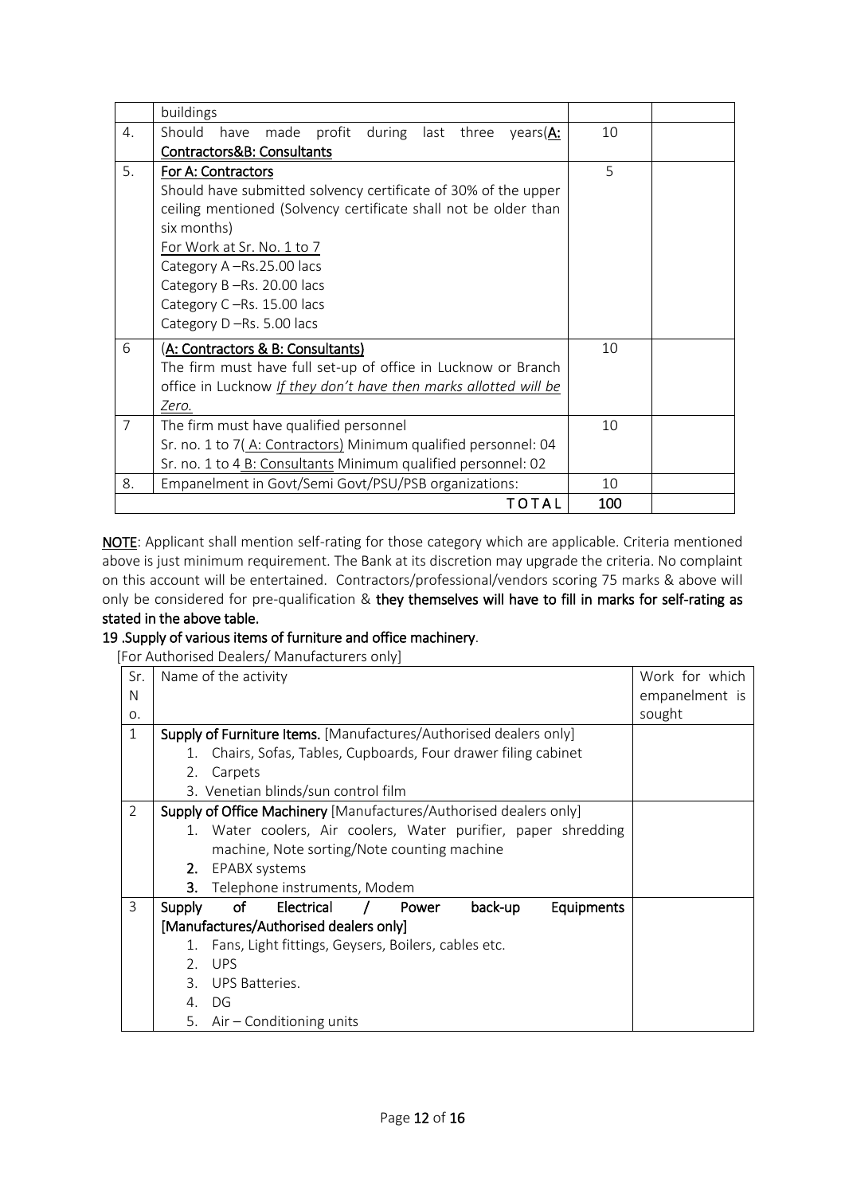| | buildings | | |
|---|---|---|---|
| 4. | Should have made profit during last three years(**A: Contractors&B: Consultants** | 10 | |
| 5. | **For A: Contractors**<br>Should have submitted solvency certificate of 30% of the upper ceiling mentioned (Solvency certificate shall not be older than six months)<br>For Work at Sr. No. 1 to 7<br>Category A –Rs.25.00 lacs<br>Category B –Rs. 20.00 lacs<br>Category C –Rs. 15.00 lacs<br>Category D –Rs. 5.00 lacs | 5 | |
| 6 | (**A: Contractors & B: Consultants)**<br>The firm must have full set-up of office in Lucknow or Branch office in Lucknow *If they don't have then marks allotted will be Zero.* | 10 | |
| 7 | The firm must have qualified personnel<br>Sr. no. 1 to 7( A: Contractors) Minimum qualified personnel: 04<br>Sr. no. 1 to 4 B: Consultants Minimum qualified personnel: 02 | 10 | |
| 8. | Empanelment in Govt/Semi Govt/PSU/PSB organizations: | 10 | |
| | TOTAL | 100 | |

**NOTE**: Applicant shall mention self-rating for those category which are applicable. Criteria mentioned above is just minimum requirement. The Bank at its discretion may upgrade the criteria. No complaint on this account will be entertained. Contractors/professional/vendors scoring 75 marks & above will only be considered for pre-qualification & **they themselves will have to fill in marks for self-rating as stated in the above table.**

**19 .Supply of various items of furniture and office machinery**.

[For Authorised Dealers/ Manufacturers only]

| Sr. No. | Name of the activity | Work for which empanelment is sought |
|---|---|---|
| 1 | **Supply of Furniture Items.** [Manufactures/Authorised dealers only]<br>1. Chairs, Sofas, Tables, Cupboards, Four drawer filing cabinet<br>2. Carpets<br>3. Venetian blinds/sun control film | |
| 2 | **Supply of Office Machinery** [Manufactures/Authorised dealers only]<br>1. Water coolers, Air coolers, Water purifier, paper shredding machine, Note sorting/Note counting machine<br>**2.** EPABX systems<br>**3.** Telephone instruments, Modem | |
| 3 | **Supply of Electrical / Power back-up Equipments [Manufactures/Authorised dealers only]**<br>1. Fans, Light fittings, Geysers, Boilers, cables etc.<br>2. UPS<br>3. UPS Batteries.<br>4. DG<br>5. Air – Conditioning units | |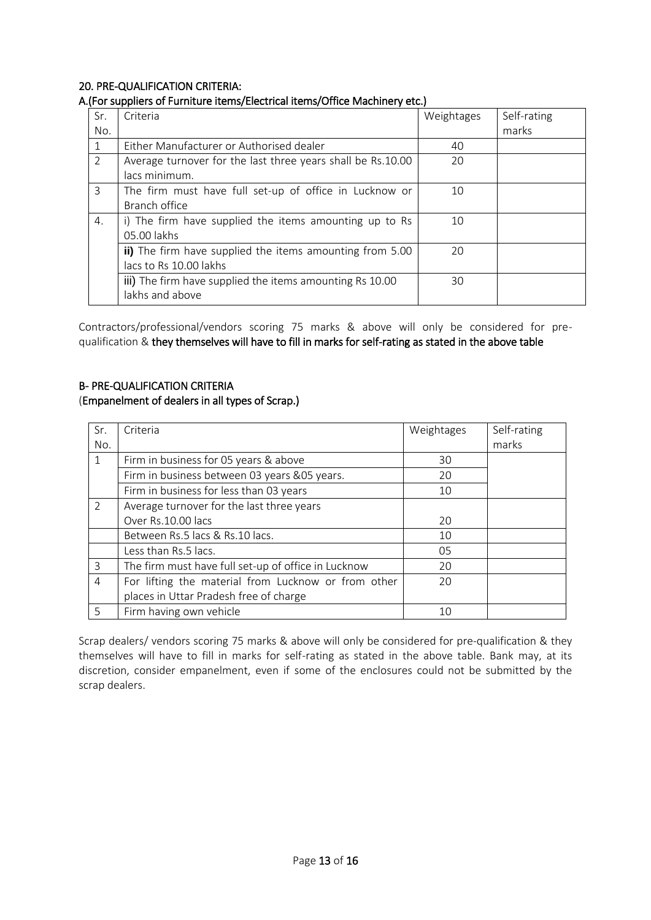## 20. PRE-QUALIFICATION CRITERIA:

### A.(For suppliers of Furniture items/Electrical items/Office Machinery etc.)

| Sr. No. | Criteria | Weightages | Self-rating marks |
|---|---|---|---|
| 1 | Either Manufacturer or Authorised dealer | 40 | |
| 2 | Average turnover for the last three years shall be Rs.10.00 lacs minimum. | 20 | |
| 3 | The firm must have full set-up of office in Lucknow or Branch office | 10 | |
| 4. | i) The firm have supplied the items amounting up to Rs 05.00 lakhs | 10 | |
| | **ii)** The firm have supplied the items amounting from 5.00 lacs to Rs 10.00 lakhs | 20 | |
| | iii) The firm have supplied the items amounting Rs 10.00 lakhs and above | 30 | |

Contractors/professional/vendors scoring 75 marks & above will only be considered for pre-qualification & **they themselves will have to fill in marks for self-rating as stated in the above table**

### B- PRE-QUALIFICATION CRITERIA

### (Empanelment of dealers in all types of Scrap.)

| Sr. No. | Criteria | Weightages | Self-rating marks |
|---|---|---|---|
| 1 | Firm in business for 05 years & above | 30 | |
| | Firm in business between 03 years &05 years. | 20 | |
| | Firm in business for less than 03 years | 10 | |
| 2 | Average turnover for the last three years<br>Over Rs.10.00 lacs | 20 | |
| | Between Rs.5 lacs & Rs.10 lacs. | 10 | |
| | Less than Rs.5 lacs. | 05 | |
| 3 | The firm must have full set-up of office in Lucknow | 20 | |
| 4 | For lifting the material from Lucknow or from other places in Uttar Pradesh free of charge | 20 | |
| 5 | Firm having own vehicle | 10 | |

Scrap dealers/ vendors scoring 75 marks & above will only be considered for pre-qualification & they themselves will have to fill in marks for self-rating as stated in the above table. Bank may, at its discretion, consider empanelment, even if some of the enclosures could not be submitted by the scrap dealers.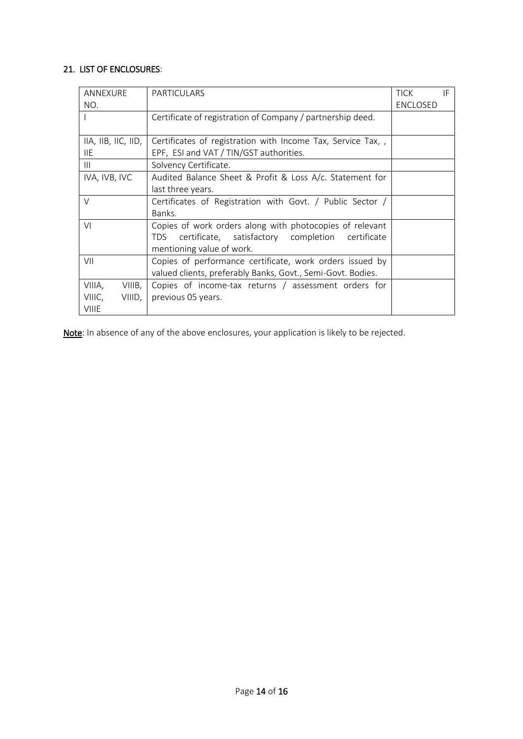## 21. LIST OF ENCLOSURES:

| ANNEXURE NO. | PARTICULARS | TICK IF ENCLOSED |
|---|---|---|
| I | Certificate of registration of Company / partnership deed. | |
| IIA, IIB, IIC, IID, IIE | Certificates of registration with Income Tax, Service Tax, , EPF, ESI and VAT / TIN/GST authorities. | |
| III | Solvency Certificate. | |
| IVA, IVB, IVC | Audited Balance Sheet & Profit & Loss A/c. Statement for last three years. | |
| V | Certificates of Registration with Govt. / Public Sector / Banks. | |
| VI | Copies of work orders along with photocopies of relevant TDS certificate, satisfactory completion certificate mentioning value of work. | |
| VII | Copies of performance certificate, work orders issued by valued clients, preferably Banks, Govt., Semi-Govt. Bodies. | |
| VIIIA, VIIIB, VIIIC, VIIID, VIIIE | Copies of income-tax returns / assessment orders for previous 05 years. | |

**Note**: In absence of any of the above enclosures, your application is likely to be rejected.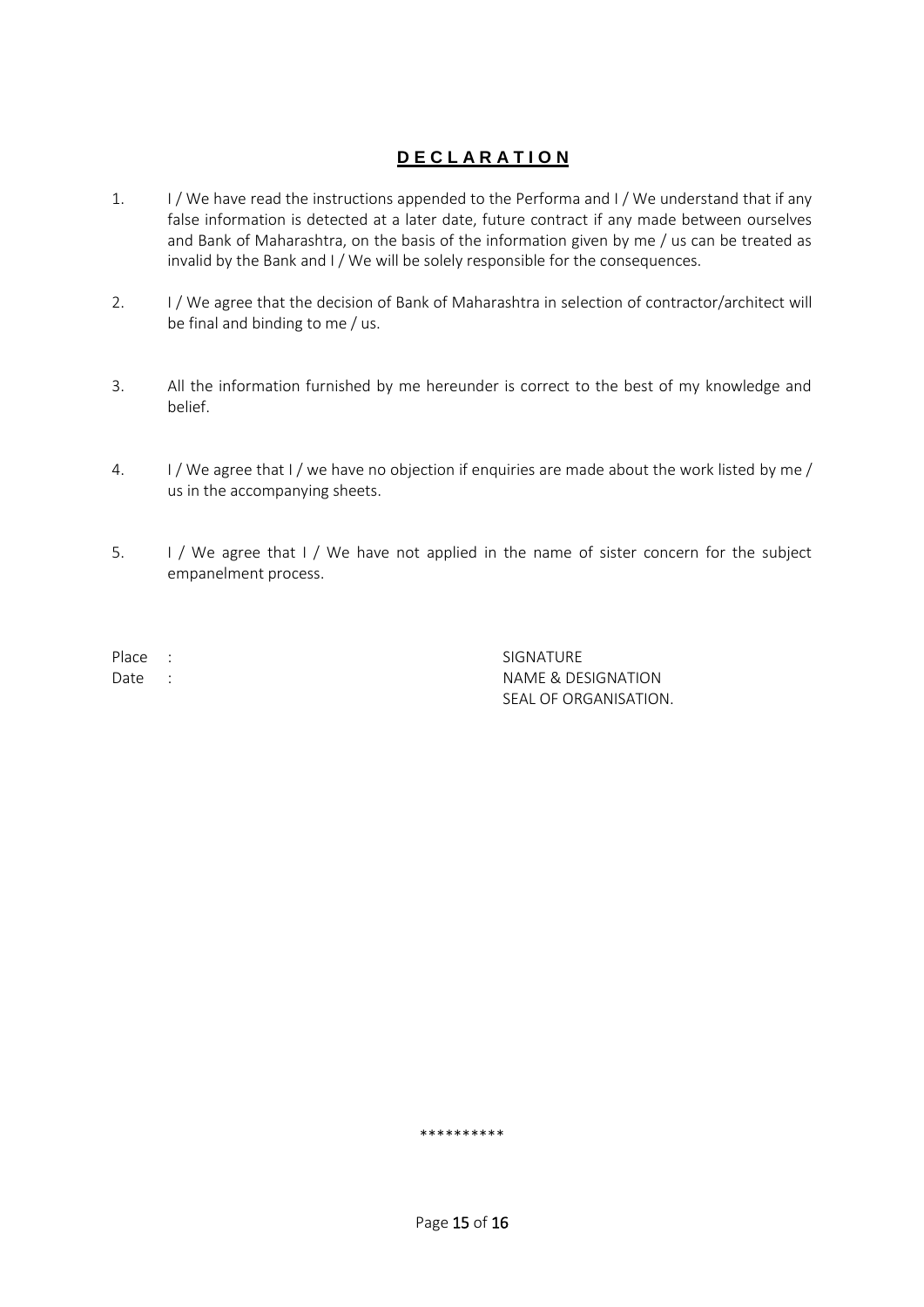# DECLARATION

1. I / We have read the instructions appended to the Performa and I / We understand that if any false information is detected at a later date, future contract if any made between ourselves and Bank of Maharashtra, on the basis of the information given by me / us can be treated as invalid by the Bank and I / We will be solely responsible for the consequences.

2. I / We agree that the decision of Bank of Maharashtra in selection of contractor/architect will be final and binding to me / us.

3. All the information furnished by me hereunder is correct to the best of my knowledge and belief.

4. I / We agree that I / we have no objection if enquiries are made about the work listed by me / us in the accompanying sheets.

5. I / We agree that I / We have not applied in the name of sister concern for the subject empanelment process.

Place :

Date :

SIGNATURE

NAME & DESIGNATION

SEAL OF ORGANISATION.

**********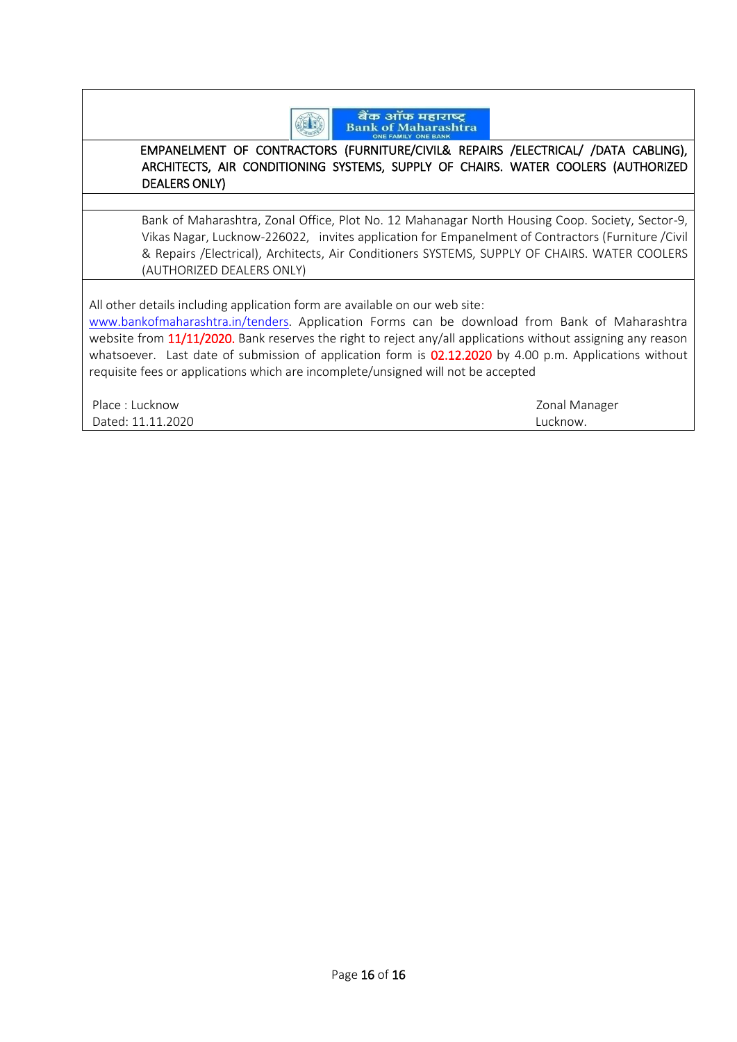बैंक ऑफ महाराष्ट्र
Bank of Maharashtra
ONE FAMILY ONE BANK

**EMPANELMENT OF CONTRACTORS (FURNITURE/CIVIL& REPAIRS /ELECTRICAL/ /DATA CABLING), ARCHITECTS, AIR CONDITIONING SYSTEMS, SUPPLY OF CHAIRS. WATER COOLERS (AUTHORIZED DEALERS ONLY)**

Bank of Maharashtra, Zonal Office, Plot No. 12 Mahanagar North Housing Coop. Society, Sector-9, Vikas Nagar, Lucknow-226022, invites application for Empanelment of Contractors (Furniture /Civil & Repairs /Electrical), Architects, Air Conditioners SYSTEMS, SUPPLY OF CHAIRS. WATER COOLERS (AUTHORIZED DEALERS ONLY)

All other details including application form are available on our web site: www.bankofmaharashtra.in/tenders. Application Forms can be download from Bank of Maharashtra website from 11/11/2020. Bank reserves the right to reject any/all applications without assigning any reason whatsoever. Last date of submission of application form is 02.12.2020 by 4.00 p.m. Applications without requisite fees or applications which are incomplete/unsigned will not be accepted

Place : Lucknow
Dated: 11.11.2020

Zonal Manager
Lucknow.